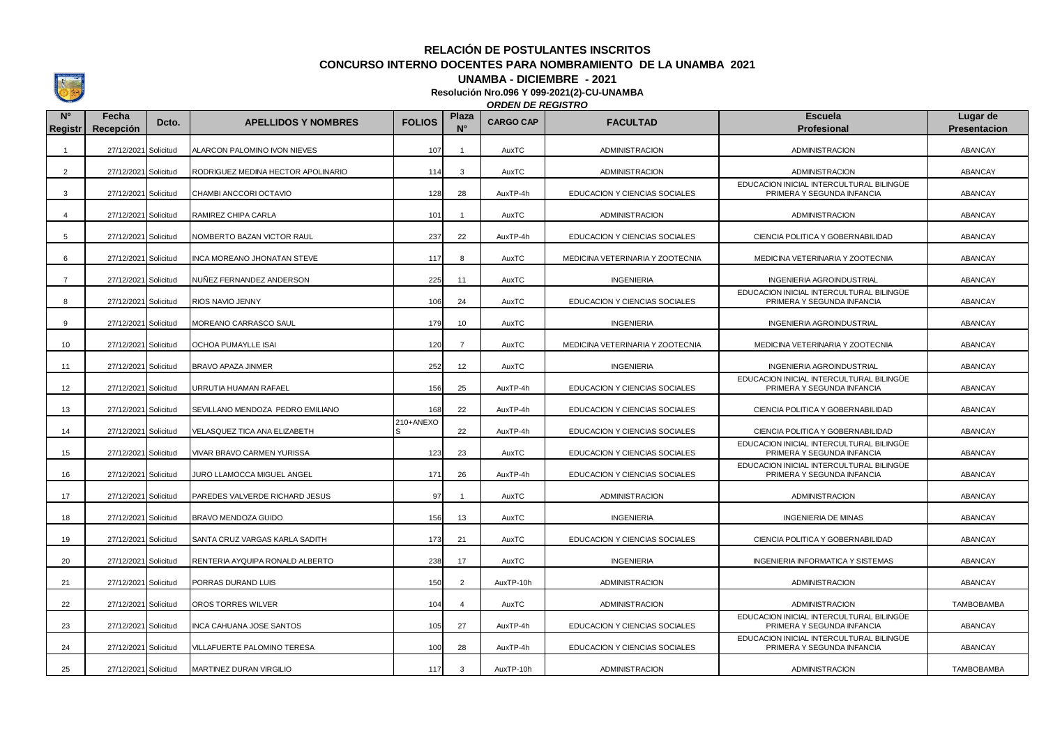# RELACIÓN DE POSTULANTES INSCRITOS

## CONCURSO INTERNO DOCENTES PARA NOMBRAMIENTO DE LA UNAMBA 2021

### UNAMBA - DICIEMBRE - 2021

**Resolución Nro.096 Y 099-2021(2)-CU-UNAMBA**

***ORDEN DE REGISTRO***

| N° Registr | Fecha Recepción | Dcto. | APELLIDOS Y NOMBRES | FOLIOS | Plaza N° | CARGO CAP | FACULTAD | Escuela Profesional | Lugar de Presentacion |
|---|---|---|---|---|---|---|---|---|---|
| 1 | 27/12/2021 | Solicitud | ALARCON PALOMINO IVON NIEVES | 107 | 1 | AuxTC | ADMINISTRACION | ADMINISTRACION | ABANCAY |
| 2 | 27/12/2021 | Solicitud | RODRIGUEZ MEDINA HECTOR APOLINARIO | 114 | 3 | AuxTC | ADMINISTRACION | ADMINISTRACION | ABANCAY |
| 3 | 27/12/2021 | Solicitud | CHAMBI ANCCORI OCTAVIO | 128 | 28 | AuxTP-4h | EDUCACION Y CIENCIAS SOCIALES | EDUCACION INICIAL INTERCULTURAL BILINGÜE PRIMERA Y SEGUNDA INFANCIA | ABANCAY |
| 4 | 27/12/2021 | Solicitud | RAMIREZ CHIPA CARLA | 101 | 1 | AuxTC | ADMINISTRACION | ADMINISTRACION | ABANCAY |
| 5 | 27/12/2021 | Solicitud | NOMBERTO BAZAN VICTOR RAUL | 237 | 22 | AuxTP-4h | EDUCACION Y CIENCIAS SOCIALES | CIENCIA POLITICA Y GOBERNABILIDAD | ABANCAY |
| 6 | 27/12/2021 | Solicitud | INCA MOREANO JHONATAN STEVE | 117 | 8 | AuxTC | MEDICINA VETERINARIA Y ZOOTECNIA | MEDICINA VETERINARIA Y ZOOTECNIA | ABANCAY |
| 7 | 27/12/2021 | Solicitud | NUÑEZ FERNANDEZ ANDERSON | 225 | 11 | AuxTC | INGENIERIA | INGENIERIA AGROINDUSTRIAL | ABANCAY |
| 8 | 27/12/2021 | Solicitud | RIOS NAVIO JENNY | 106 | 24 | AuxTC | EDUCACION Y CIENCIAS SOCIALES | EDUCACION INICIAL INTERCULTURAL BILINGÜE PRIMERA Y SEGUNDA INFANCIA | ABANCAY |
| 9 | 27/12/2021 | Solicitud | MOREANO CARRASCO SAUL | 179 | 10 | AuxTC | INGENIERIA | INGENIERIA AGROINDUSTRIAL | ABANCAY |
| 10 | 27/12/2021 | Solicitud | OCHOA PUMAYLLE ISAI | 120 | 7 | AuxTC | MEDICINA VETERINARIA Y ZOOTECNIA | MEDICINA VETERINARIA Y ZOOTECNIA | ABANCAY |
| 11 | 27/12/2021 | Solicitud | BRAVO APAZA JINMER | 252 | 12 | AuxTC | INGENIERIA | INGENIERIA AGROINDUSTRIAL | ABANCAY |
| 12 | 27/12/2021 | Solicitud | URRUTIA HUAMAN RAFAEL | 156 | 25 | AuxTP-4h | EDUCACION Y CIENCIAS SOCIALES | EDUCACION INICIAL INTERCULTURAL BILINGÜE PRIMERA Y SEGUNDA INFANCIA | ABANCAY |
| 13 | 27/12/2021 | Solicitud | SEVILLANO MENDOZA PEDRO EMILIANO | 168 | 22 | AuxTP-4h | EDUCACION Y CIENCIAS SOCIALES | CIENCIA POLITICA Y GOBERNABILIDAD | ABANCAY |
| 14 | 27/12/2021 | Solicitud | VELASQUEZ TICA ANA ELIZABETH | 210+ANEXOS | 22 | AuxTP-4h | EDUCACION Y CIENCIAS SOCIALES | CIENCIA POLITICA Y GOBERNABILIDAD | ABANCAY |
| 15 | 27/12/2021 | Solicitud | VIVAR BRAVO CARMEN YURISSA | 123 | 23 | AuxTC | EDUCACION Y CIENCIAS SOCIALES | EDUCACION INICIAL INTERCULTURAL BILINGÜE PRIMERA Y SEGUNDA INFANCIA | ABANCAY |
| 16 | 27/12/2021 | Solicitud | JURO LLAMOCCA MIGUEL ANGEL | 171 | 26 | AuxTP-4h | EDUCACION Y CIENCIAS SOCIALES | EDUCACION INICIAL INTERCULTURAL BILINGÜE PRIMERA Y SEGUNDA INFANCIA | ABANCAY |
| 17 | 27/12/2021 | Solicitud | PAREDES VALVERDE RICHARD JESUS | 97 | 1 | AuxTC | ADMINISTRACION | ADMINISTRACION | ABANCAY |
| 18 | 27/12/2021 | Solicitud | BRAVO MENDOZA GUIDO | 156 | 13 | AuxTC | INGENIERIA | INGENIERIA DE MINAS | ABANCAY |
| 19 | 27/12/2021 | Solicitud | SANTA CRUZ VARGAS KARLA SADITH | 173 | 21 | AuxTC | EDUCACION Y CIENCIAS SOCIALES | CIENCIA POLITICA Y GOBERNABILIDAD | ABANCAY |
| 20 | 27/12/2021 | Solicitud | RENTERIA AYQUIPA RONALD ALBERTO | 238 | 17 | AuxTC | INGENIERIA | INGENIERIA INFORMATICA Y SISTEMAS | ABANCAY |
| 21 | 27/12/2021 | Solicitud | PORRAS DURAND LUIS | 150 | 2 | AuxTP-10h | ADMINISTRACION | ADMINISTRACION | ABANCAY |
| 22 | 27/12/2021 | Solicitud | OROS TORRES WILVER | 104 | 4 | AuxTC | ADMINISTRACION | ADMINISTRACION | TAMBOBAMBA |
| 23 | 27/12/2021 | Solicitud | INCA CAHUANA JOSE SANTOS | 105 | 27 | AuxTP-4h | EDUCACION Y CIENCIAS SOCIALES | EDUCACION INICIAL INTERCULTURAL BILINGÜE PRIMERA Y SEGUNDA INFANCIA | ABANCAY |
| 24 | 27/12/2021 | Solicitud | VILLAFUERTE PALOMINO TERESA | 100 | 28 | AuxTP-4h | EDUCACION Y CIENCIAS SOCIALES | EDUCACION INICIAL INTERCULTURAL BILINGÜE PRIMERA Y SEGUNDA INFANCIA | ABANCAY |
| 25 | 27/12/2021 | Solicitud | MARTINEZ DURAN VIRGILIO | 117 | 3 | AuxTP-10h | ADMINISTRACION | ADMINISTRACION | TAMBOBAMBA |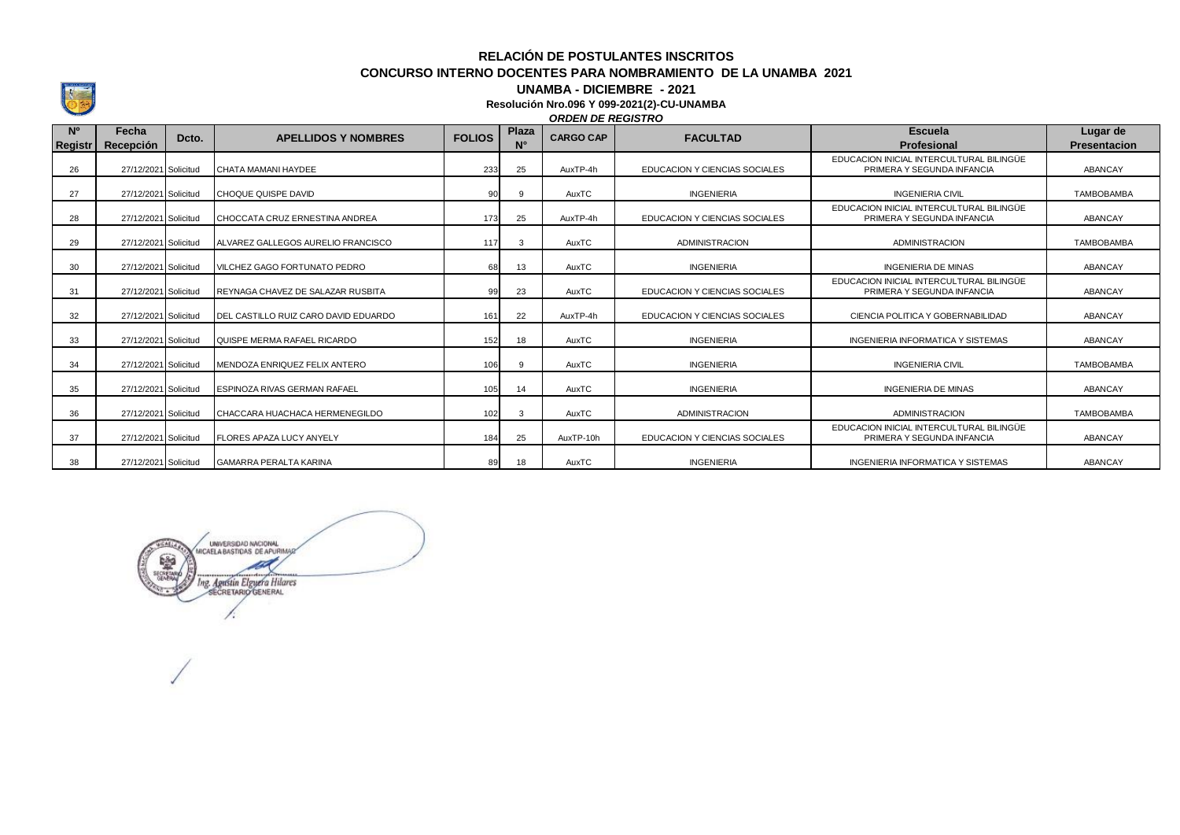**RELACIÓN DE POSTULANTES INSCRITOS**

**CONCURSO INTERNO DOCENTES PARA NOMBRAMIENTO DE LA UNAMBA 2021**

**UNAMBA - DICIEMBRE - 2021**

**Resolución Nro.096 Y 099-2021(2)-CU-UNAMBA**

***ORDEN DE REGISTRO***

| N° Registr | Fecha Recepción | Dcto. | APELLIDOS Y NOMBRES | FOLIOS | Plaza N° | CARGO CAP | FACULTAD | Escuela Profesional | Lugar de Presentacion |
|---|---|---|---|---|---|---|---|---|---|
| 26 | 27/12/2021 | Solicitud | CHATA MAMANI HAYDEE | 233 | 25 | AuxTP-4h | EDUCACION Y CIENCIAS SOCIALES | EDUCACION INICIAL INTERCULTURAL BILINGÜE PRIMERA Y SEGUNDA INFANCIA | ABANCAY |
| 27 | 27/12/2021 | Solicitud | CHOQUE QUISPE DAVID | 90 | 9 | AuxTC | INGENIERIA | INGENIERIA CIVIL | TAMBOBAMBA |
| 28 | 27/12/2021 | Solicitud | CHOCCATA CRUZ ERNESTINA ANDREA | 173 | 25 | AuxTP-4h | EDUCACION Y CIENCIAS SOCIALES | EDUCACION INICIAL INTERCULTURAL BILINGÜE PRIMERA Y SEGUNDA INFANCIA | ABANCAY |
| 29 | 27/12/2021 | Solicitud | ALVAREZ GALLEGOS AURELIO FRANCISCO | 117 | 3 | AuxTC | ADMINISTRACION | ADMINISTRACION | TAMBOBAMBA |
| 30 | 27/12/2021 | Solicitud | VILCHEZ GAGO FORTUNATO PEDRO | 68 | 13 | AuxTC | INGENIERIA | INGENIERIA DE MINAS | ABANCAY |
| 31 | 27/12/2021 | Solicitud | REYNAGA CHAVEZ DE SALAZAR RUSBITA | 99 | 23 | AuxTC | EDUCACION Y CIENCIAS SOCIALES | EDUCACION INICIAL INTERCULTURAL BILINGÜE PRIMERA Y SEGUNDA INFANCIA | ABANCAY |
| 32 | 27/12/2021 | Solicitud | DEL CASTILLO RUIZ CARO DAVID EDUARDO | 161 | 22 | AuxTP-4h | EDUCACION Y CIENCIAS SOCIALES | CIENCIA POLITICA Y GOBERNABILIDAD | ABANCAY |
| 33 | 27/12/2021 | Solicitud | QUISPE MERMA RAFAEL RICARDO | 152 | 18 | AuxTC | INGENIERIA | INGENIERIA INFORMATICA Y SISTEMAS | ABANCAY |
| 34 | 27/12/2021 | Solicitud | MENDOZA ENRIQUEZ FELIX ANTERO | 106 | 9 | AuxTC | INGENIERIA | INGENIERIA CIVIL | TAMBOBAMBA |
| 35 | 27/12/2021 | Solicitud | ESPINOZA RIVAS GERMAN RAFAEL | 105 | 14 | AuxTC | INGENIERIA | INGENIERIA DE MINAS | ABANCAY |
| 36 | 27/12/2021 | Solicitud | CHACCARA HUACHACA HERMENEGILDO | 102 | 3 | AuxTC | ADMINISTRACION | ADMINISTRACION | TAMBOBAMBA |
| 37 | 27/12/2021 | Solicitud | FLORES APAZA LUCY ANYELY | 184 | 25 | AuxTP-10h | EDUCACION Y CIENCIAS SOCIALES | EDUCACION INICIAL INTERCULTURAL BILINGÜE PRIMERA Y SEGUNDA INFANCIA | ABANCAY |
| 38 | 27/12/2021 | Solicitud | GAMARRA PERALTA KARINA | 89 | 18 | AuxTC | INGENIERIA | INGENIERIA INFORMATICA Y SISTEMAS | ABANCAY |

UNIVERSIDAD NACIONAL MICAELA BASTIDAS DE APURIMAC

Ing. Agustín Elguera Hilares
SECRETARIO GENERAL